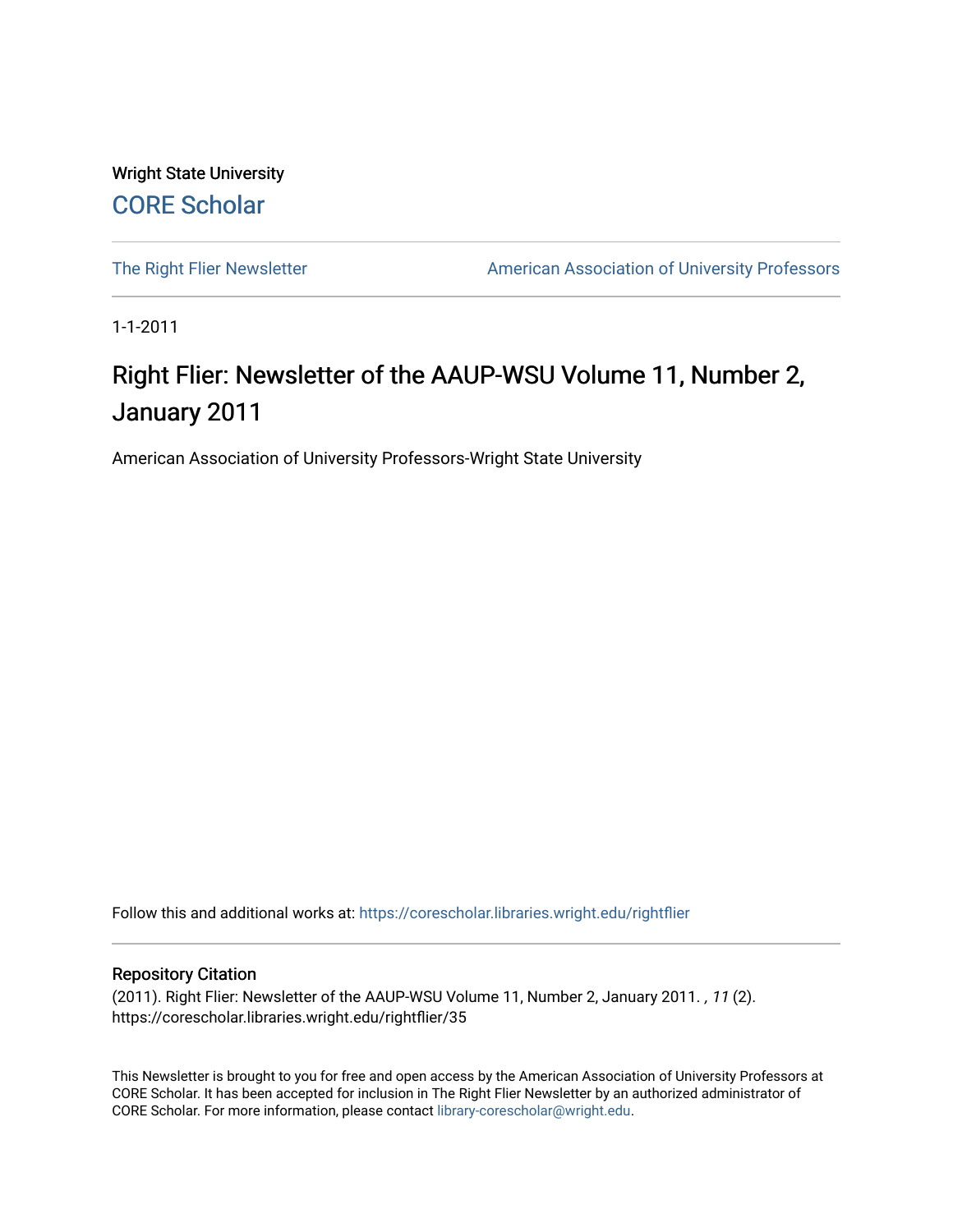Wright State University

CORE Scholar

The Right Flier Newsletter

American Association of University Professors

1-1-2011

# Right Flier: Newsletter of the AAUP-WSU Volume 11, Number 2, January 2011

American Association of University Professors-Wright State University

Follow this and additional works at: https://corescholar.libraries.wright.edu/rightflier

## Repository Citation

(2011). Right Flier: Newsletter of the AAUP-WSU Volume 11, Number 2, January 2011. , *11* (2).
https://corescholar.libraries.wright.edu/rightflier/35

This Newsletter is brought to you for free and open access by the American Association of University Professors at CORE Scholar. It has been accepted for inclusion in The Right Flier Newsletter by an authorized administrator of CORE Scholar. For more information, please contact library-corescholar@wright.edu.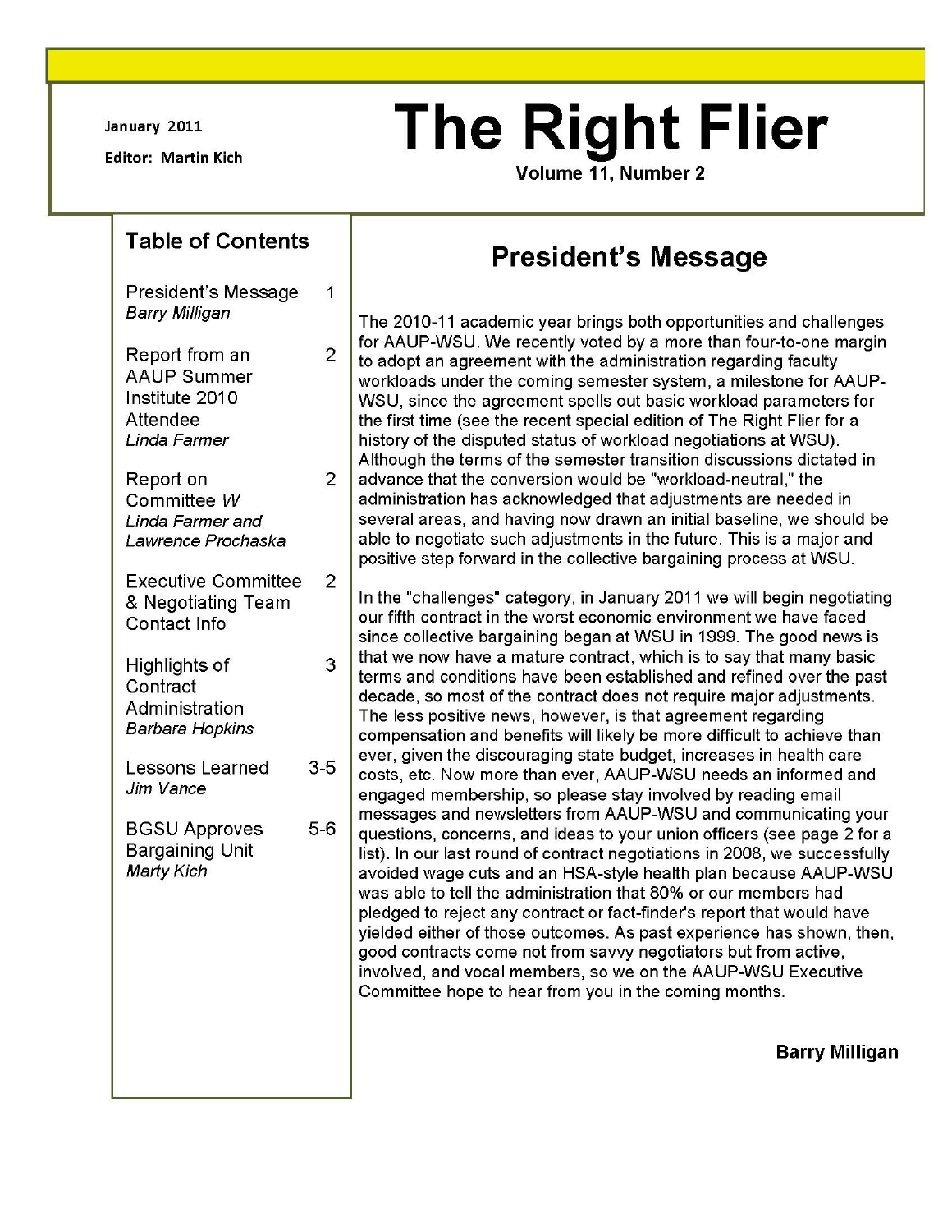January 2011

Editor: Martin Kich

# The Right Flier

Volume 11, Number 2

## Table of Contents

| | |
|---|---|
| President's Message *Barry Milligan* | 1 |
| Report from an AAUP Summer Institute 2010 Attendee *Linda Farmer* | 2 |
| Report on Committee *W* *Linda Farmer and Lawrence Prochaska* | 2 |
| Executive Committee & Negotiating Team Contact Info | 2 |
| Highlights of Contract Administration *Barbara Hopkins* | 3 |
| Lessons Learned *Jim Vance* | 3-5 |
| BGSU Approves Bargaining Unit *Marty Kich* | 5-6 |

## President's Message

The 2010-11 academic year brings both opportunities and challenges for AAUP-WSU. We recently voted by a more than four-to-one margin to adopt an agreement with the administration regarding faculty workloads under the coming semester system, a milestone for AAUP-WSU, since the agreement spells out basic workload parameters for the first time (see the recent special edition of The Right Flier for a history of the disputed status of workload negotiations at WSU). Although the terms of the semester transition discussions dictated in advance that the conversion would be "workload-neutral," the administration has acknowledged that adjustments are needed in several areas, and having now drawn an initial baseline, we should be able to negotiate such adjustments in the future. This is a major and positive step forward in the collective bargaining process at WSU.

In the "challenges" category, in January 2011 we will begin negotiating our fifth contract in the worst economic environment we have faced since collective bargaining began at WSU in 1999. The good news is that we now have a mature contract, which is to say that many basic terms and conditions have been established and refined over the past decade, so most of the contract does not require major adjustments. The less positive news, however, is that agreement regarding compensation and benefits will likely be more difficult to achieve than ever, given the discouraging state budget, increases in health care costs, etc. Now more than ever, AAUP-WSU needs an informed and engaged membership, so please stay involved by reading email messages and newsletters from AAUP-WSU and communicating your questions, concerns, and ideas to your union officers (see page 2 for a list). In our last round of contract negotiations in 2008, we successfully avoided wage cuts and an HSA-style health plan because AAUP-WSU was able to tell the administration that 80% or our members had pledged to reject any contract or fact-finder's report that would have yielded either of those outcomes. As past experience has shown, then, good contracts come not from savvy negotiators but from active, involved, and vocal members, so we on the AAUP-WSU Executive Committee hope to hear from you in the coming months.

**Barry Milligan**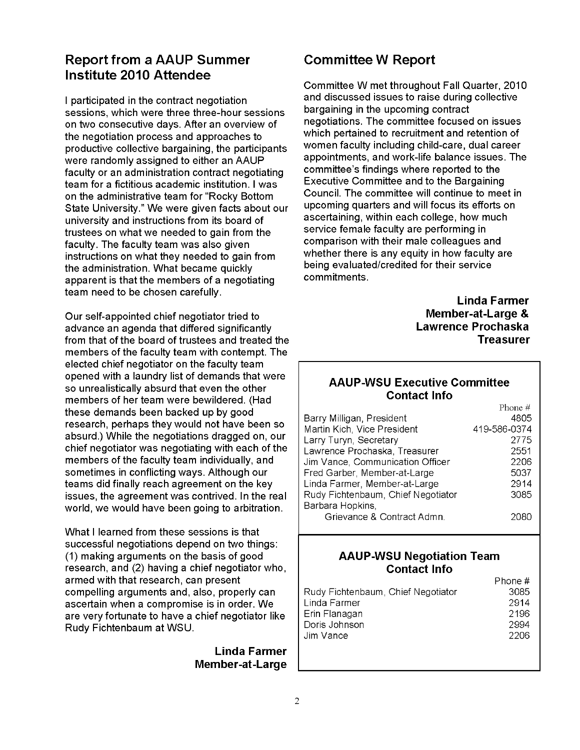## Report from a AAUP Summer Institute 2010 Attendee

I participated in the contract negotiation sessions, which were three three-hour sessions on two consecutive days. After an overview of the negotiation process and approaches to productive collective bargaining, the participants were randomly assigned to either an AAUP faculty or an administration contract negotiating team for a fictitious academic institution. I was on the administrative team for "Rocky Bottom State University." We were given facts about our university and instructions from its board of trustees on what we needed to gain from the faculty. The faculty team was also given instructions on what they needed to gain from the administration. What became quickly apparent is that the members of a negotiating team need to be chosen carefully.

Our self-appointed chief negotiator tried to advance an agenda that differed significantly from that of the board of trustees and treated the members of the faculty team with contempt. The elected chief negotiator on the faculty team opened with a laundry list of demands that were so unrealistically absurd that even the other members of her team were bewildered. (Had these demands been backed up by good research, perhaps they would not have been so absurd.) While the negotiations dragged on, our chief negotiator was negotiating with each of the members of the faculty team individually, and sometimes in conflicting ways. Although our teams did finally reach agreement on the key issues, the agreement was contrived. In the real world, we would have been going to arbitration.

What I learned from these sessions is that successful negotiations depend on two things: (1) making arguments on the basis of good research, and (2) having a chief negotiator who, armed with that research, can present compelling arguments and, also, properly can ascertain when a compromise is in order. We are very fortunate to have a chief negotiator like Rudy Fichtenbaum at WSU.

**Linda Farmer**
**Member-at-Large**

## Committee W Report

Committee W met throughout Fall Quarter, 2010 and discussed issues to raise during collective bargaining in the upcoming contract negotiations. The committee focused on issues which pertained to recruitment and retention of women faculty including child-care, dual career appointments, and work-life balance issues. The committee's findings where reported to the Executive Committee and to the Bargaining Council. The committee will continue to meet in upcoming quarters and will focus its efforts on ascertaining, within each college, how much service female faculty are performing in comparison with their male colleagues and whether there is any equity in how faculty are being evaluated/credited for their service commitments.

**Linda Farmer**
**Member-at-Large &**
**Lawrence Prochaska**
**Treasurer**

### AAUP-WSU Executive Committee Contact Info

| | Phone # |
|---|---|
| Barry Milligan, President | 4805 |
| Martin Kich, Vice President | 419-586-0374 |
| Larry Turyn, Secretary | 2775 |
| Lawrence Prochaska, Treasurer | 2551 |
| Jim Vance, Communication Officer | 2206 |
| Fred Garber, Member-at-Large | 5037 |
| Linda Farmer, Member-at-Large | 2914 |
| Rudy Fichtenbaum, Chief Negotiator | 3085 |
| Barbara Hopkins, Grievance & Contract Admn. | 2080 |

### AAUP-WSU Negotiation Team Contact Info

| | Phone # |
|---|---|
| Rudy Fichtenbaum, Chief Negotiator | 3085 |
| Linda Farmer | 2914 |
| Erin Flanagan | 2196 |
| Doris Johnson | 2994 |
| Jim Vance | 2206 |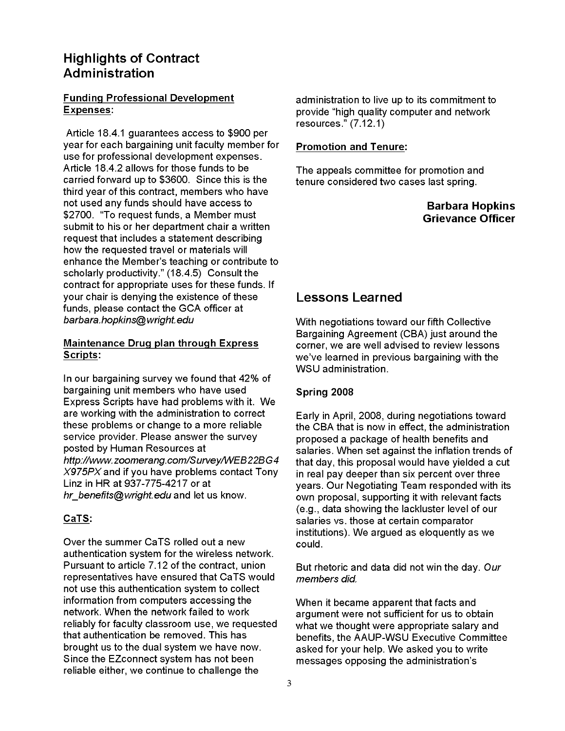## Highlights of Contract Administration

**Funding Professional Development Expenses:**

Article 18.4.1 guarantees access to $900 per year for each bargaining unit faculty member for use for professional development expenses. Article 18.4.2 allows for those funds to be carried forward up to $3600. Since this is the third year of this contract, members who have not used any funds should have access to $2700. "To request funds, a Member must submit to his or her department chair a written request that includes a statement describing how the requested travel or materials will enhance the Member's teaching or contribute to scholarly productivity." (18.4.5) Consult the contract for appropriate uses for these funds. If your chair is denying the existence of these funds, please contact the GCA officer at *barbara.hopkins@wright.edu*

**Maintenance Drug plan through Express Scripts:**

In our bargaining survey we found that 42% of bargaining unit members who have used Express Scripts have had problems with it. We are working with the administration to correct these problems or change to a more reliable service provider. Please answer the survey posted by Human Resources at *http://www.zoomerang.com/Survey/WEB22BG4X975PX* and if you have problems contact Tony Linz in HR at 937-775-4217 or at *hr_benefits@wright.edu* and let us know.

**CaTS:**

Over the summer CaTS rolled out a new authentication system for the wireless network. Pursuant to article 7.12 of the contract, union representatives have ensured that CaTS would not use this authentication system to collect information from computers accessing the network. When the network failed to work reliably for faculty classroom use, we requested that authentication be removed. This has brought us to the dual system we have now. Since the EZconnect system has not been reliable either, we continue to challenge the administration to live up to its commitment to provide "high quality computer and network resources." (7.12.1)

**Promotion and Tenure:**

The appeals committee for promotion and tenure considered two cases last spring.

**Barbara Hopkins**
**Grievance Officer**

## Lessons Learned

With negotiations toward our fifth Collective Bargaining Agreement (CBA) just around the corner, we are well advised to review lessons we've learned in previous bargaining with the WSU administration.

### Spring 2008

Early in April, 2008, during negotiations toward the CBA that is now in effect, the administration proposed a package of health benefits and salaries. When set against the inflation trends of that day, this proposal would have yielded a cut in real pay deeper than six percent over three years. Our Negotiating Team responded with its own proposal, supporting it with relevant facts (e.g., data showing the lackluster level of our salaries vs. those at certain comparator institutions). We argued as eloquently as we could.

But rhetoric and data did not win the day. *Our members did.*

When it became apparent that facts and argument were not sufficient for us to obtain what we thought were appropriate salary and benefits, the AAUP-WSU Executive Committee asked for your help. We asked you to write messages opposing the administration's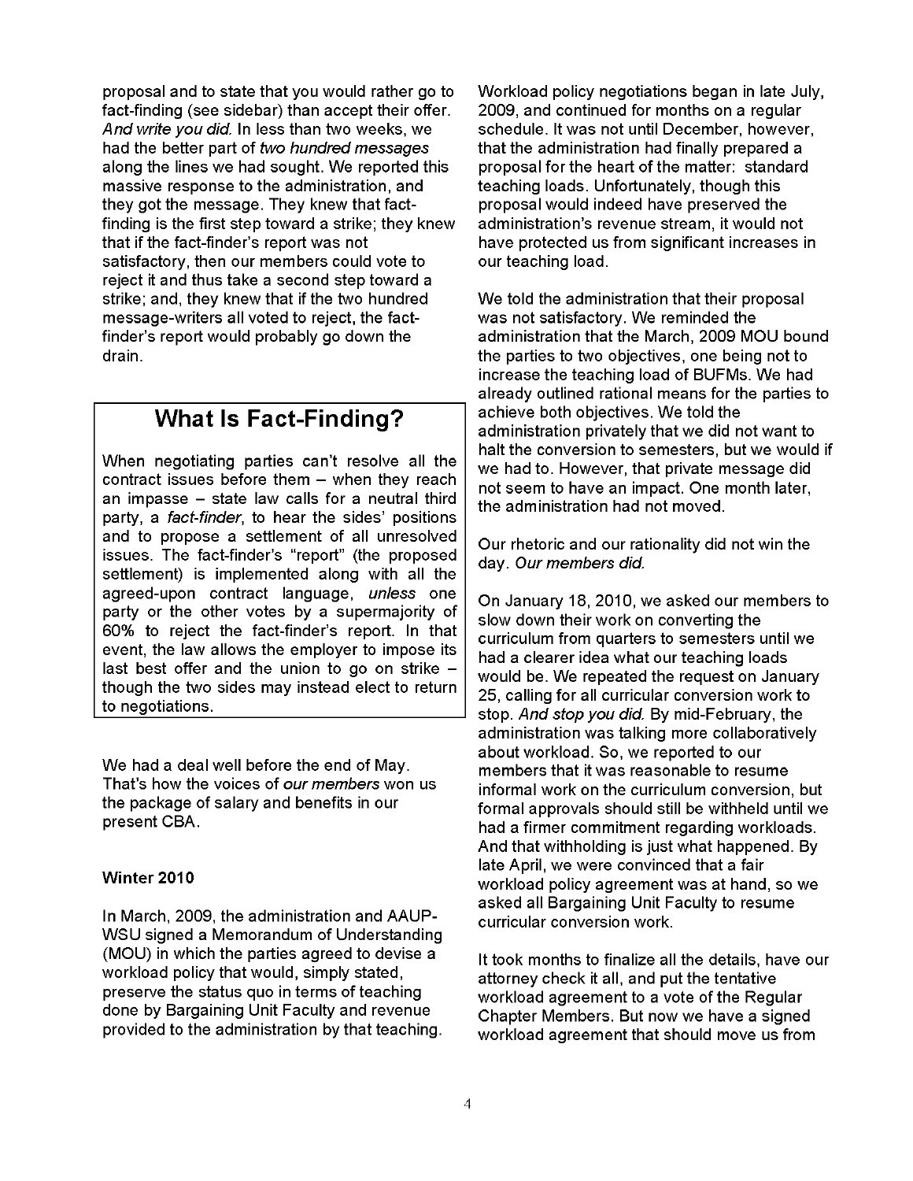proposal and to state that you would rather go to fact-finding (see sidebar) than accept their offer. *And write you did.* In less than two weeks, we had the better part of *two hundred messages* along the lines we had sought. We reported this massive response to the administration, and they got the message. They knew that fact-finding is the first step toward a strike; they knew that if the fact-finder's report was not satisfactory, then our members could vote to reject it and thus take a second step toward a strike; and, they knew that if the two hundred message-writers all voted to reject, the fact-finder's report would probably go down the drain.

> ## What Is Fact-Finding?
>
> When negotiating parties can't resolve all the contract issues before them – when they reach an impasse – state law calls for a neutral third party, a *fact-finder*, to hear the sides' positions and to propose a settlement of all unresolved issues. The fact-finder's "report" (the proposed settlement) is implemented along with all the agreed-upon contract language, *unless* one party or the other votes by a supermajority of 60% to reject the fact-finder's report. In that event, the law allows the employer to impose its last best offer and the union to go on strike – though the two sides may instead elect to return to negotiations.

We had a deal well before the end of May. That's how the voices of *our members* won us the package of salary and benefits in our present CBA.

**Winter 2010**

In March, 2009, the administration and AAUP-WSU signed a Memorandum of Understanding (MOU) in which the parties agreed to devise a workload policy that would, simply stated, preserve the status quo in terms of teaching done by Bargaining Unit Faculty and revenue provided to the administration by that teaching.

Workload policy negotiations began in late July, 2009, and continued for months on a regular schedule. It was not until December, however, that the administration had finally prepared a proposal for the heart of the matter: standard teaching loads. Unfortunately, though this proposal would indeed have preserved the administration's revenue stream, it would not have protected us from significant increases in our teaching load.

We told the administration that their proposal was not satisfactory. We reminded the administration that the March, 2009 MOU bound the parties to two objectives, one being not to increase the teaching load of BUFMs. We had already outlined rational means for the parties to achieve both objectives. We told the administration privately that we did not want to halt the conversion to semesters, but we would if we had to. However, that private message did not seem to have an impact. One month later, the administration had not moved.

Our rhetoric and our rationality did not win the day. *Our members did.*

On January 18, 2010, we asked our members to slow down their work on converting the curriculum from quarters to semesters until we had a clearer idea what our teaching loads would be. We repeated the request on January 25, calling for all curricular conversion work to stop. *And stop you did.* By mid-February, the administration was talking more collaboratively about workload. So, we reported to our members that it was reasonable to resume informal work on the curriculum conversion, but formal approvals should still be withheld until we had a firmer commitment regarding workloads. And that withholding is just what happened. By late April, we were convinced that a fair workload policy agreement was at hand, so we asked all Bargaining Unit Faculty to resume curricular conversion work.

It took months to finalize all the details, have our attorney check it all, and put the tentative workload agreement to a vote of the Regular Chapter Members. But now we have a signed workload agreement that should move us from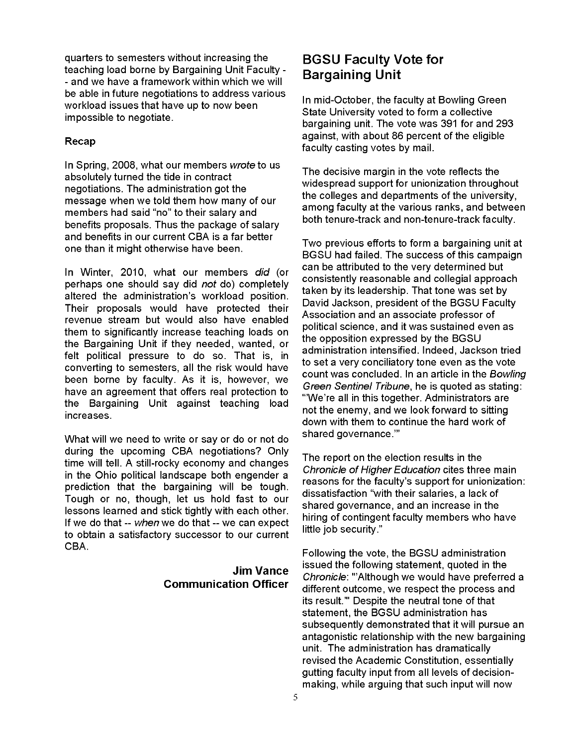quarters to semesters without increasing the teaching load borne by Bargaining Unit Faculty -- and we have a framework within which we will be able in future negotiations to address various workload issues that have up to now been impossible to negotiate.

**Recap**

In Spring, 2008, what our members *wrote* to us absolutely turned the tide in contract negotiations. The administration got the message when we told them how many of our members had said "no" to their salary and benefits proposals. Thus the package of salary and benefits in our current CBA is a far better one than it might otherwise have been.

In Winter, 2010, what our members *did* (or perhaps one should say did *not* do) completely altered the administration's workload position. Their proposals would have protected their revenue stream but would also have enabled them to significantly increase teaching loads on the Bargaining Unit if they needed, wanted, or felt political pressure to do so. That is, in converting to semesters, all the risk would have been borne by faculty. As it is, however, we have an agreement that offers real protection to the Bargaining Unit against teaching load increases.

What will we need to write or say or do or not do during the upcoming CBA negotiations? Only time will tell. A still-rocky economy and changes in the Ohio political landscape both engender a prediction that the bargaining will be tough. Tough or no, though, let us hold fast to our lessons learned and stick tightly with each other. If we do that -- *when* we do that -- we can expect to obtain a satisfactory successor to our current CBA.

**Jim Vance**
**Communication Officer**

## BGSU Faculty Vote for Bargaining Unit

In mid-October, the faculty at Bowling Green State University voted to form a collective bargaining unit. The vote was 391 for and 293 against, with about 86 percent of the eligible faculty casting votes by mail.

The decisive margin in the vote reflects the widespread support for unionization throughout the colleges and departments of the university, among faculty at the various ranks, and between both tenure-track and non-tenure-track faculty.

Two previous efforts to form a bargaining unit at BGSU had failed. The success of this campaign can be attributed to the very determined but consistently reasonable and collegial approach taken by its leadership. That tone was set by David Jackson, president of the BGSU Faculty Association and an associate professor of political science, and it was sustained even as the opposition expressed by the BGSU administration intensified. Indeed, Jackson tried to set a very conciliatory tone even as the vote count was concluded. In an article in the *Bowling Green Sentinel Tribune*, he is quoted as stating: "'We're all in this together. Administrators are not the enemy, and we look forward to sitting down with them to continue the hard work of shared governance.'"

The report on the election results in the *Chronicle of Higher Education* cites three main reasons for the faculty's support for unionization: dissatisfaction "with their salaries, a lack of shared governance, and an increase in the hiring of contingent faculty members who have little job security."

Following the vote, the BGSU administration issued the following statement, quoted in the *Chronicle*: "'Although we would have preferred a different outcome, we respect the process and its result.'" Despite the neutral tone of that statement, the BGSU administration has subsequently demonstrated that it will pursue an antagonistic relationship with the new bargaining unit. The administration has dramatically revised the Academic Constitution, essentially gutting faculty input from all levels of decision-making, while arguing that such input will now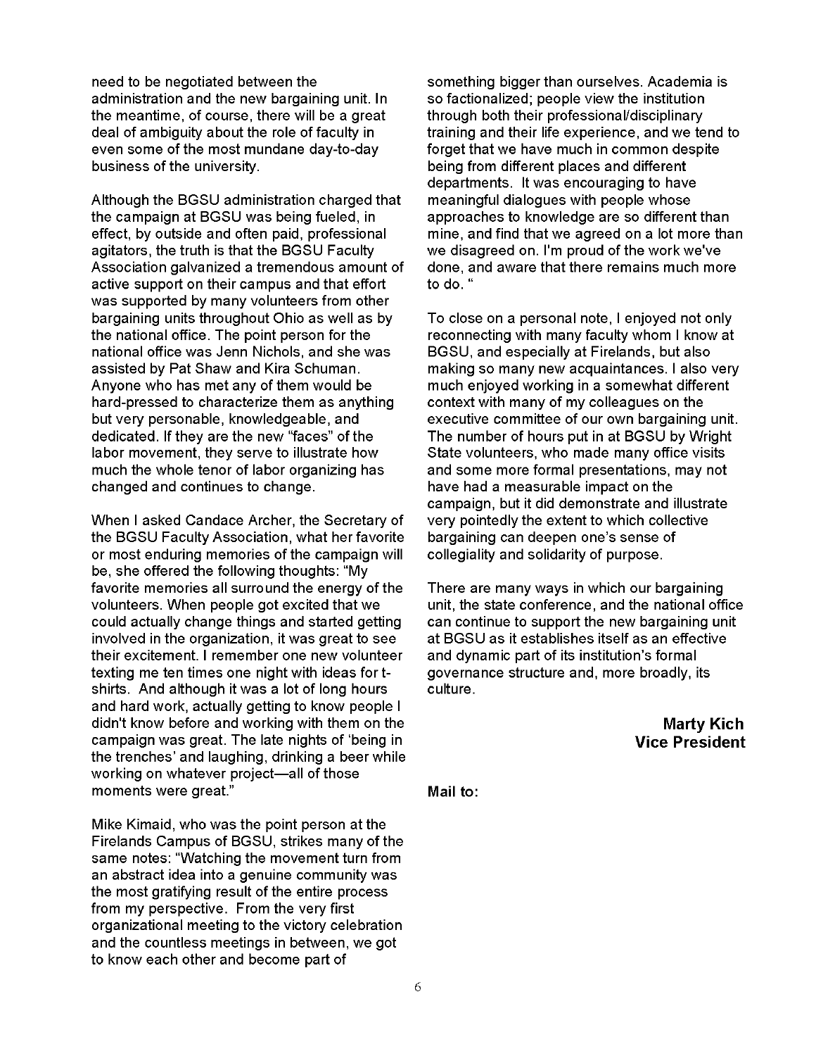need to be negotiated between the administration and the new bargaining unit. In the meantime, of course, there will be a great deal of ambiguity about the role of faculty in even some of the most mundane day-to-day business of the university.

Although the BGSU administration charged that the campaign at BGSU was being fueled, in effect, by outside and often paid, professional agitators, the truth is that the BGSU Faculty Association galvanized a tremendous amount of active support on their campus and that effort was supported by many volunteers from other bargaining units throughout Ohio as well as by the national office. The point person for the national office was Jenn Nichols, and she was assisted by Pat Shaw and Kira Schuman. Anyone who has met any of them would be hard-pressed to characterize them as anything but very personable, knowledgeable, and dedicated. If they are the new "faces" of the labor movement, they serve to illustrate how much the whole tenor of labor organizing has changed and continues to change.

When I asked Candace Archer, the Secretary of the BGSU Faculty Association, what her favorite or most enduring memories of the campaign will be, she offered the following thoughts: "My favorite memories all surround the energy of the volunteers. When people got excited that we could actually change things and started getting involved in the organization, it was great to see their excitement. I remember one new volunteer texting me ten times one night with ideas for t-shirts. And although it was a lot of long hours and hard work, actually getting to know people I didn't know before and working with them on the campaign was great. The late nights of 'being in the trenches' and laughing, drinking a beer while working on whatever project—all of those moments were great."

Mike Kimaid, who was the point person at the Firelands Campus of BGSU, strikes many of the same notes: "Watching the movement turn from an abstract idea into a genuine community was the most gratifying result of the entire process from my perspective. From the very first organizational meeting to the victory celebration and the countless meetings in between, we got to know each other and become part of something bigger than ourselves. Academia is so factionalized; people view the institution through both their professional/disciplinary training and their life experience, and we tend to forget that we have much in common despite being from different places and different departments. It was encouraging to have meaningful dialogues with people whose approaches to knowledge are so different than mine, and find that we agreed on a lot more than we disagreed on. I'm proud of the work we've done, and aware that there remains much more to do. "

To close on a personal note, I enjoyed not only reconnecting with many faculty whom I know at BGSU, and especially at Firelands, but also making so many new acquaintances. I also very much enjoyed working in a somewhat different context with many of my colleagues on the executive committee of our own bargaining unit. The number of hours put in at BGSU by Wright State volunteers, who made many office visits and some more formal presentations, may not have had a measurable impact on the campaign, but it did demonstrate and illustrate very pointedly the extent to which collective bargaining can deepen one's sense of collegiality and solidarity of purpose.

There are many ways in which our bargaining unit, the state conference, and the national office can continue to support the new bargaining unit at BGSU as it establishes itself as an effective and dynamic part of its institution's formal governance structure and, more broadly, its culture.

**Marty Kich**
**Vice President**

**Mail to:**